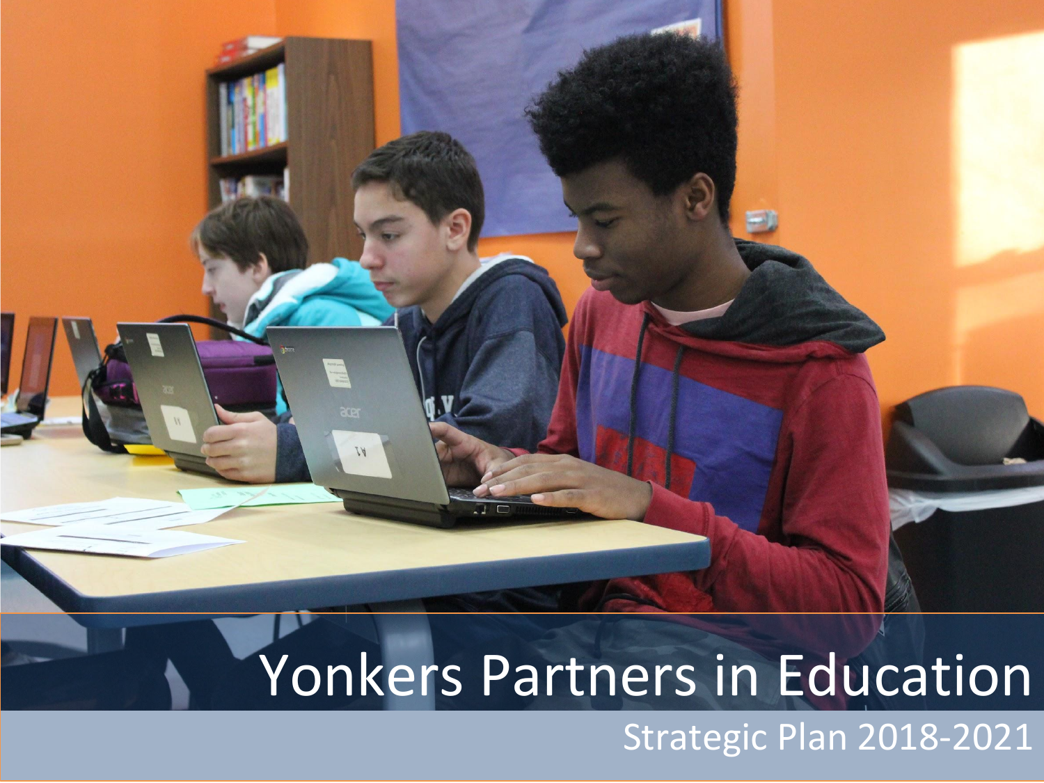# Yonkers Partners in Education

Strategic Plan 2018-2021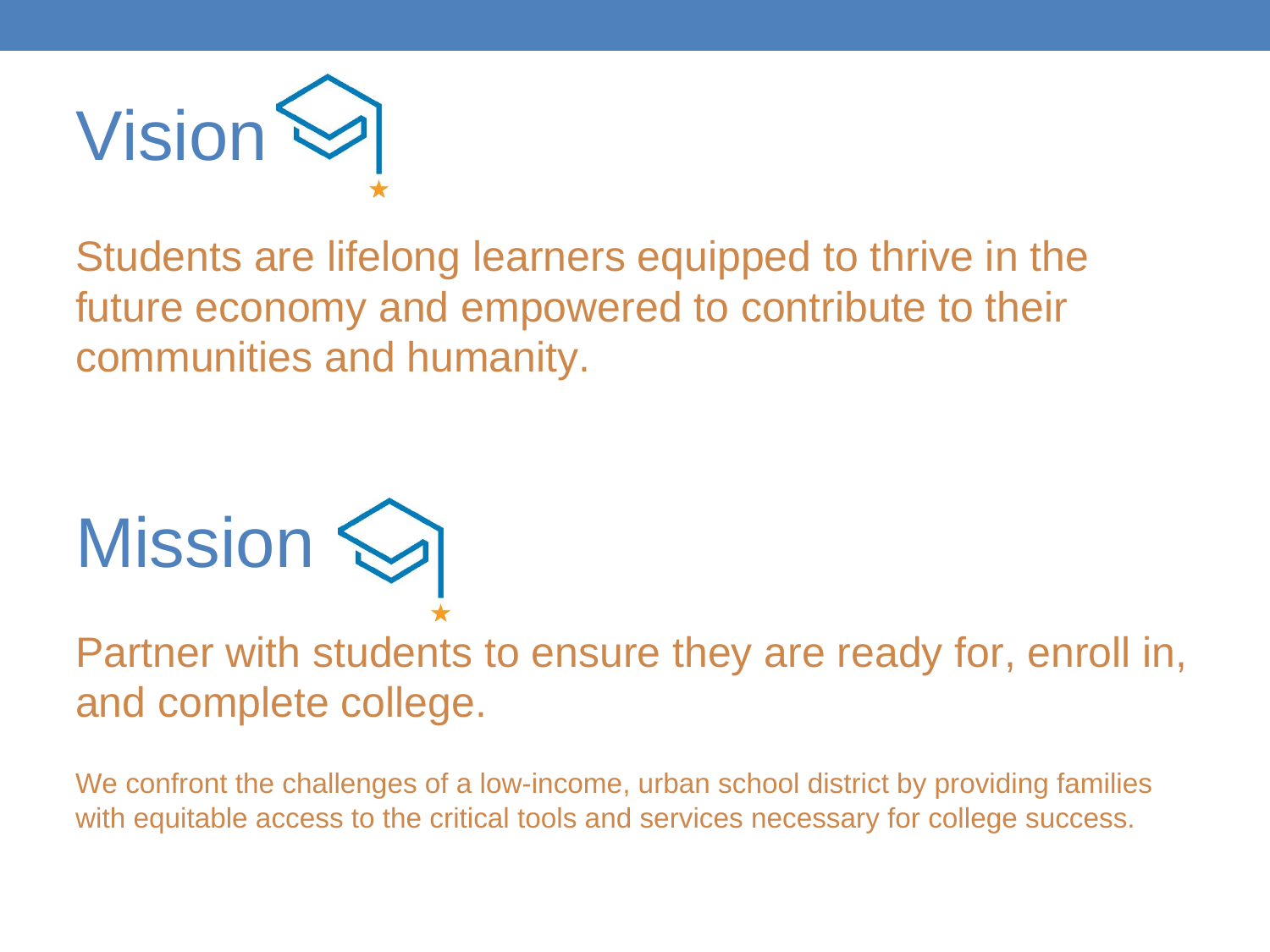# Vision

Students are lifelong learners equipped to thrive in the future economy and empowered to contribute to their communities and humanity.

# Mission

Partner with students to ensure they are ready for, enroll in, and complete college.

We confront the challenges of a low-income, urban school district by providing families with equitable access to the critical tools and services necessary for college success.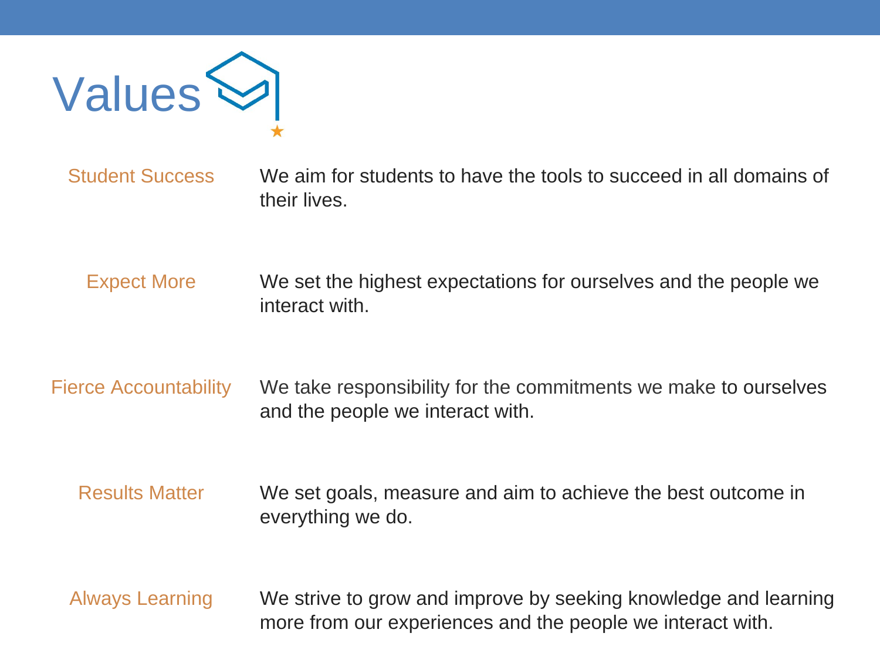# Values

| | |
|---|---|
| Student Success | We aim for students to have the tools to succeed in all domains of their lives. |
| Expect More | We set the highest expectations for ourselves and the people we interact with. |
| Fierce Accountability | We take responsibility for the commitments we make to ourselves and the people we interact with. |
| Results Matter | We set goals, measure and aim to achieve the best outcome in everything we do. |
| Always Learning | We strive to grow and improve by seeking knowledge and learning more from our experiences and the people we interact with. |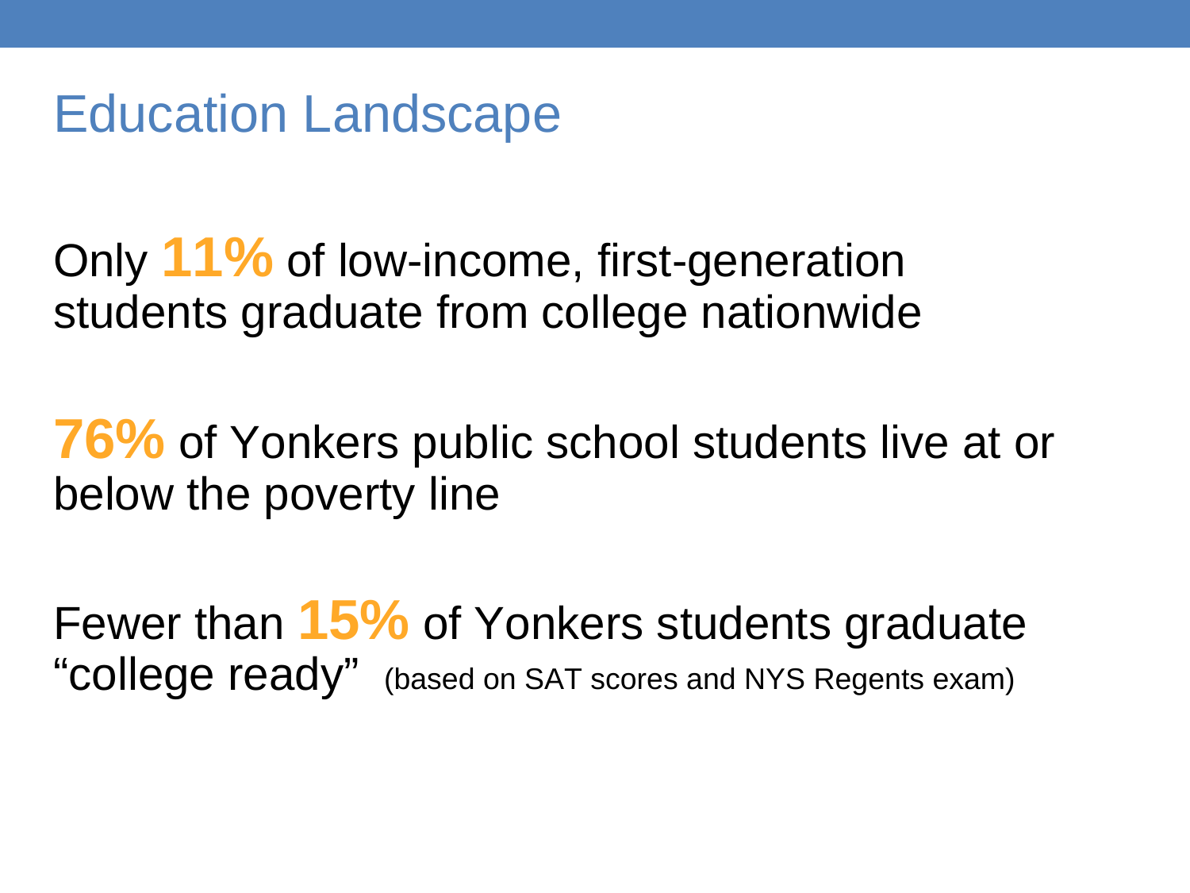# Education Landscape

Only **11%** of low-income, first-generation students graduate from college nationwide

**76%** of Yonkers public school students live at or below the poverty line

Fewer than **15%** of Yonkers students graduate "college ready" (based on SAT scores and NYS Regents exam)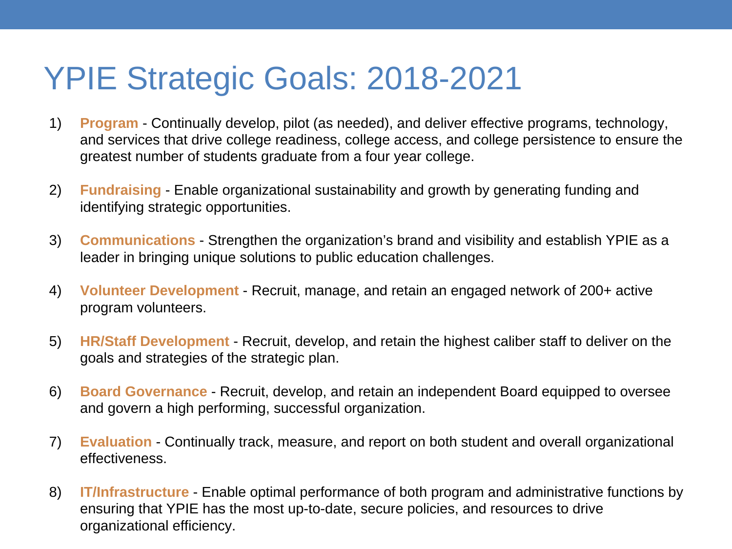# YPIE Strategic Goals: 2018-2021

1) **Program** - Continually develop, pilot (as needed), and deliver effective programs, technology, and services that drive college readiness, college access, and college persistence to ensure the greatest number of students graduate from a four year college.

2) **Fundraising** - Enable organizational sustainability and growth by generating funding and identifying strategic opportunities.

3) **Communications** - Strengthen the organization's brand and visibility and establish YPIE as a leader in bringing unique solutions to public education challenges.

4) **Volunteer Development** - Recruit, manage, and retain an engaged network of 200+ active program volunteers.

5) **HR/Staff Development** - Recruit, develop, and retain the highest caliber staff to deliver on the goals and strategies of the strategic plan.

6) **Board Governance** - Recruit, develop, and retain an independent Board equipped to oversee and govern a high performing, successful organization.

7) **Evaluation** - Continually track, measure, and report on both student and overall organizational effectiveness.

8) **IT/Infrastructure** - Enable optimal performance of both program and administrative functions by ensuring that YPIE has the most up-to-date, secure policies, and resources to drive organizational efficiency.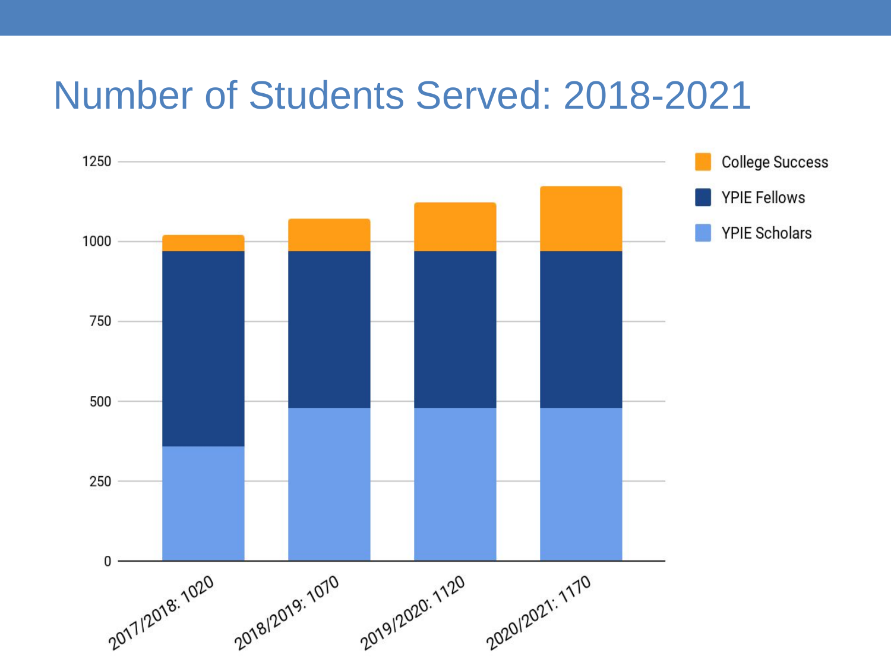# Number of Students Served: 2018-2021

1250

1000

750

500

250

0

College Success

YPIE Fellows

YPIE Scholars

2017/2018: 1020

2018/2019: 1070

2019/2020: 1120

2020/2021: 1170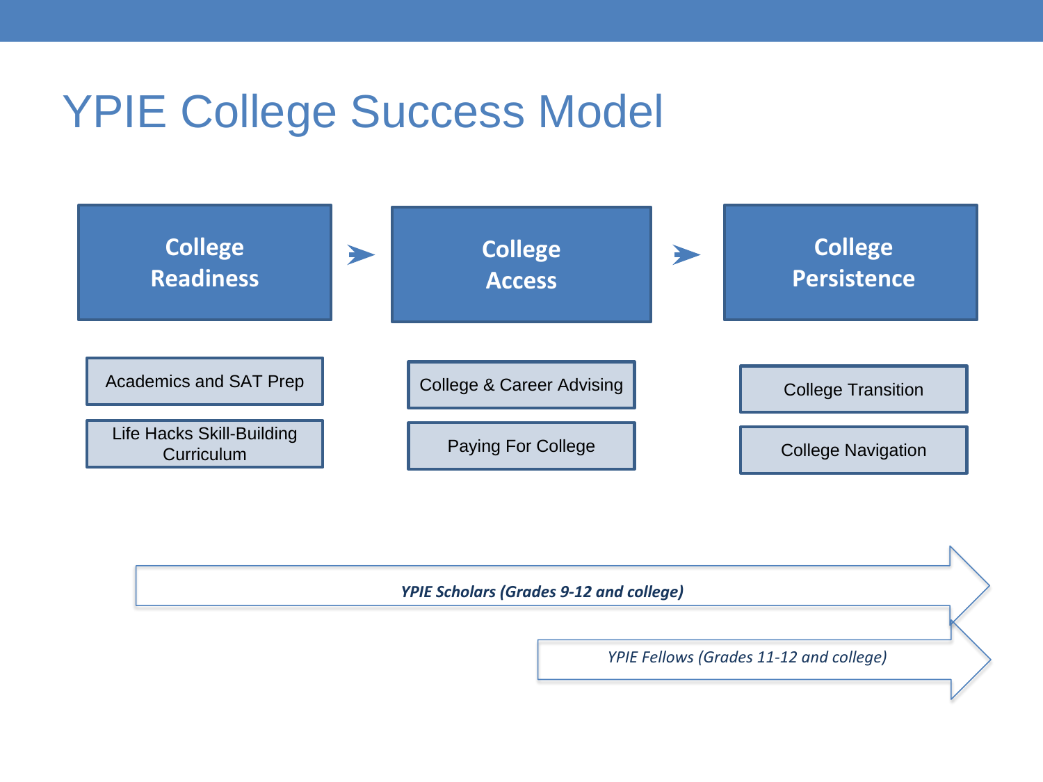# YPIE College Success Model

**College Readiness** ➤ **College Access** ➤ **College Persistence**

| College Readiness | College Access | College Persistence |
| --- | --- | --- |
| Academics and SAT Prep | College & Career Advising | College Transition |
| Life Hacks Skill-Building Curriculum | Paying For College | College Navigation |

***YPIE Scholars (Grades 9-12 and college)***

*YPIE Fellows (Grades 11-12 and college)*